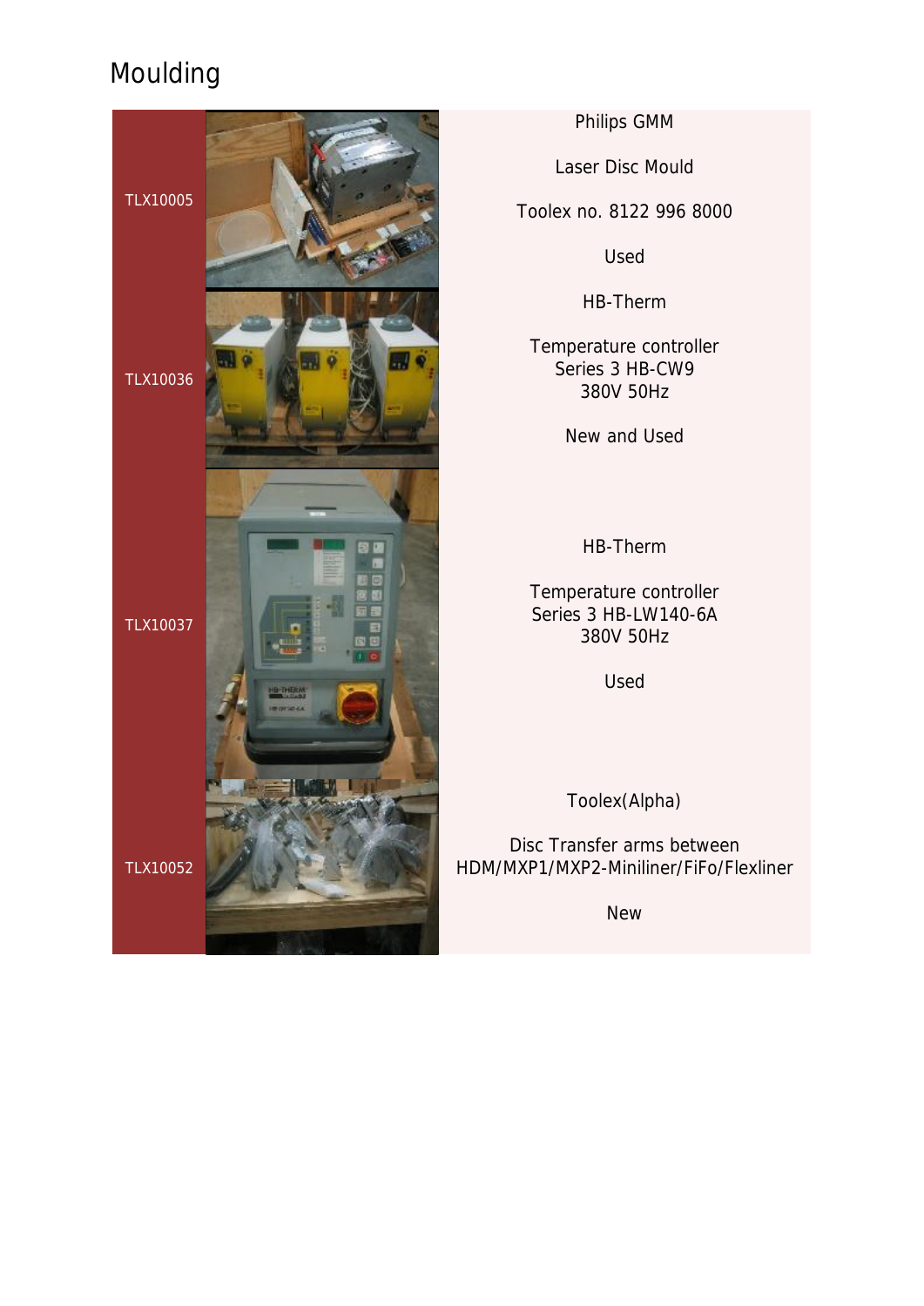# Moulding

| Item | Description |
|---|---|
| TLX10005 | Philips GMM<br><br>Laser Disc Mould<br><br>Toolex no. 8122 996 8000<br><br>Used |
| TLX10036 | HB-Therm<br><br>Temperature controller<br>Series 3 HB-CW9<br>380V 50Hz<br><br>New and Used |
| TLX10037 | HB-Therm<br><br>Temperature controller<br>Series 3 HB-LW140-6A<br>380V 50Hz<br><br>Used |
| TLX10052 | Toolex(Alpha)<br><br>Disc Transfer arms between<br>HDM/MXP1/MXP2-Mililiner/FiFo/Flexliner<br><br>New |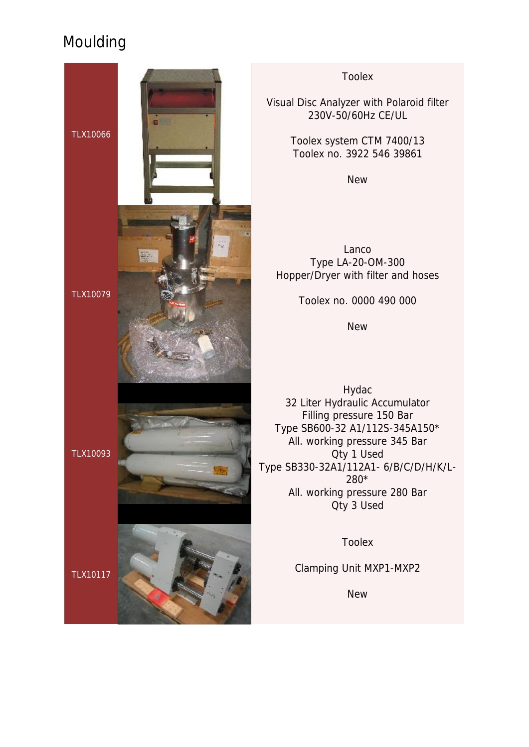# Moulding

| Item | Description |
| --- | --- |
| TLX10066 | Toolex<br><br>Visual Disc Analyzer with Polaroid filter<br>230V-50/60Hz CE/UL<br><br>Toolex system CTM 7400/13<br>Toolex no. 3922 546 39861<br><br>New |
| TLX10079 | Lanco<br>Type LA-20-OM-300<br>Hopper/Dryer with filter and hoses<br><br>Toolex no. 0000 490 000<br><br>New |
| TLX10093 | Hydac<br>32 Liter Hydraulic Accumulator<br>Filling pressure 150 Bar<br>Type SB600-32 A1/112S-345A150*<br>All. working pressure 345 Bar<br>Qty 1 Used<br>Type SB330-32A1/112A1- 6/B/C/D/H/K/L-280*<br>All. working pressure 280 Bar<br>Qty 3 Used |
| TLX10117 | Toolex<br><br>Clamping Unit MXP1-MXP2<br><br>New |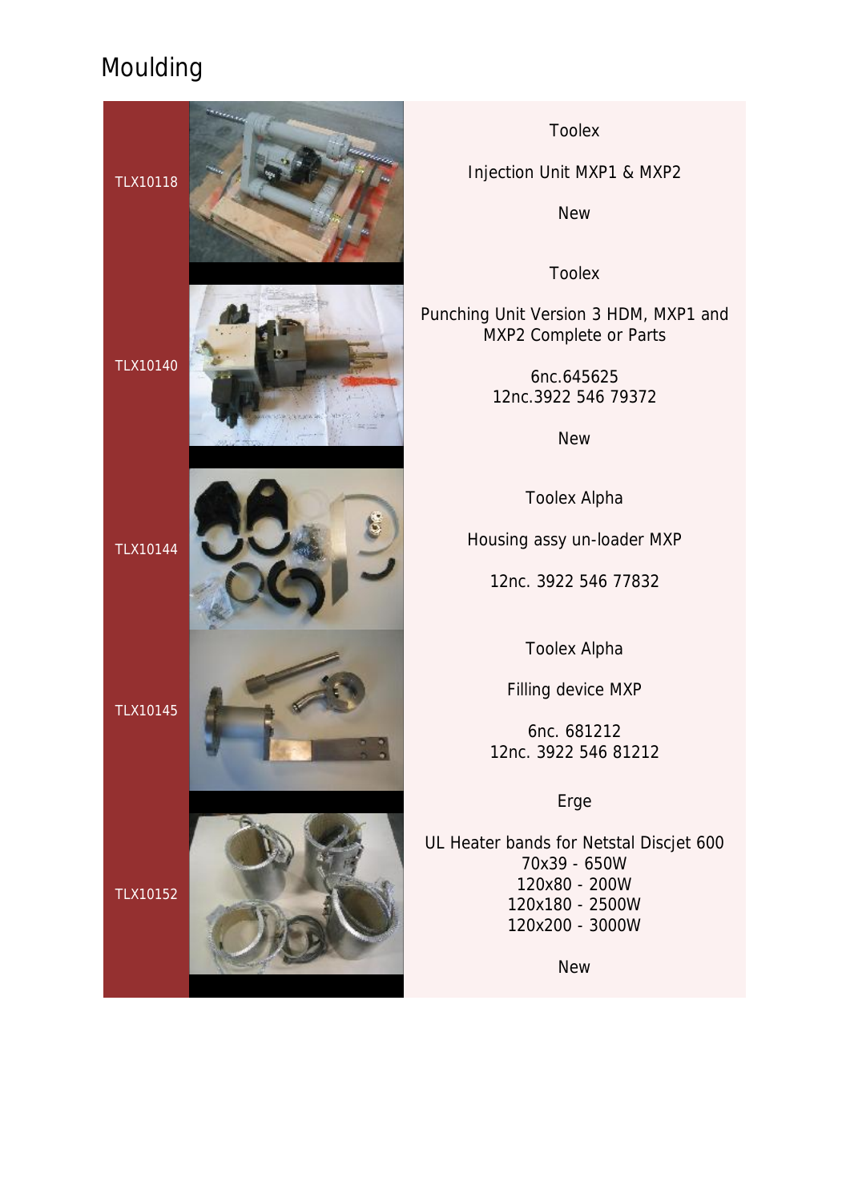# Moulding

| Code | Description |
|---|---|
| TLX10118 | Toolex<br><br>Injection Unit MXP1 & MXP2<br><br>New |
| TLX10140 | Toolex<br><br>Punching Unit Version 3 HDM, MXP1 and MXP2 Complete or Parts<br><br>6nc.645625<br>12nc.3922 546 79372<br><br>New |
| TLX10144 | Toolex Alpha<br><br>Housing assy un-loader MXP<br><br>12nc. 3922 546 77832 |
| TLX10145 | Toolex Alpha<br><br>Filling device MXP<br><br>6nc. 681212<br>12nc. 3922 546 81212 |
| TLX10152 | Erge<br><br>UL Heater bands for Netstal Discjet 600<br>70x39 - 650W<br>120x80 - 200W<br>120x180 - 2500W<br>120x200 - 3000W<br><br>New |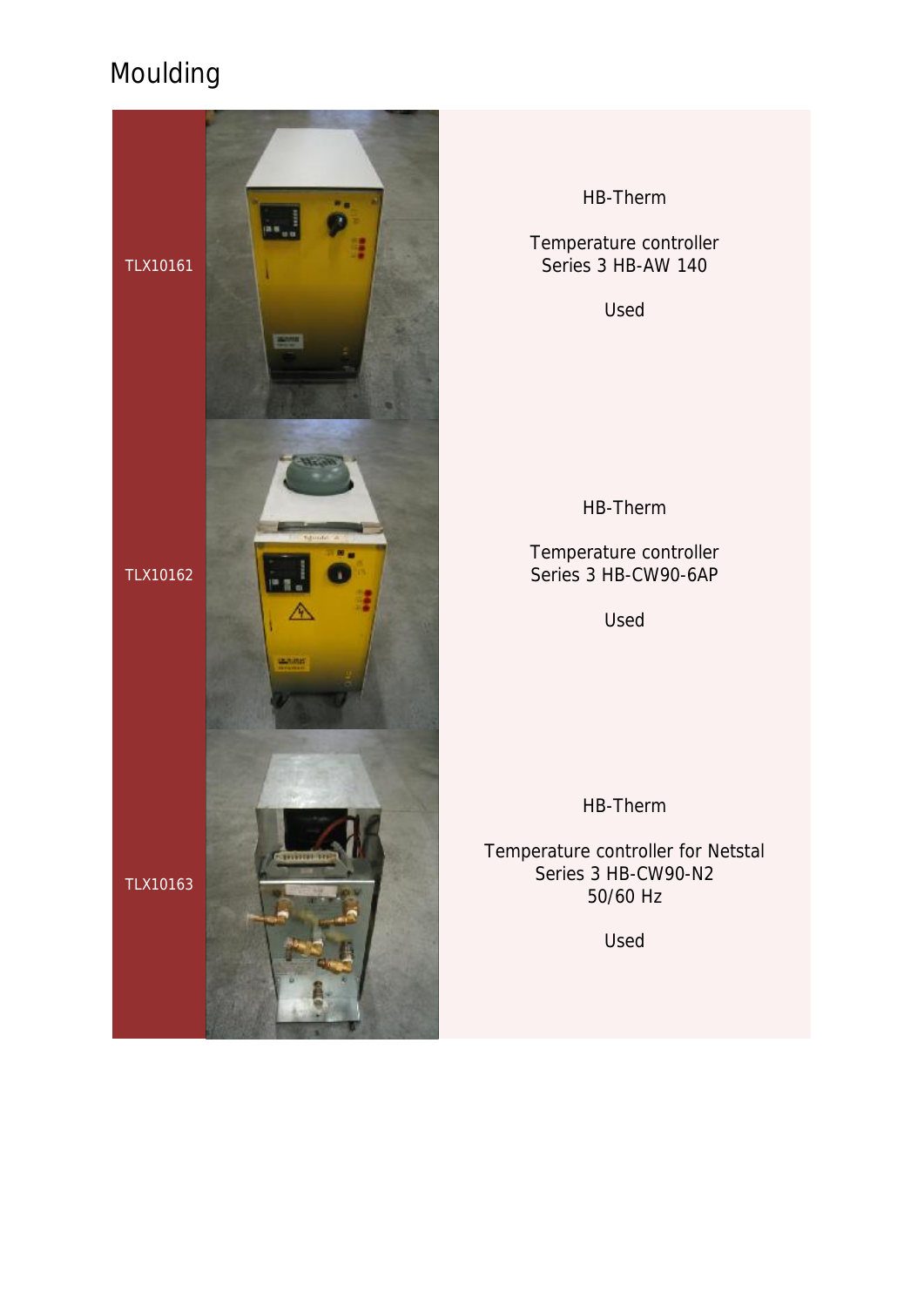# Moulding

| | |
|---|---|
| TLX10161 | HB-Therm<br><br>Temperature controller<br>Series 3 HB-AW 140<br><br>Used |
| TLX10162 | HB-Therm<br><br>Temperature controller<br>Series 3 HB-CW90-6AP<br><br>Used |
| TLX10163 | HB-Therm<br><br>Temperature controller for Netstal<br>Series 3 HB-CW90-N2<br>50/60 Hz<br><br>Used |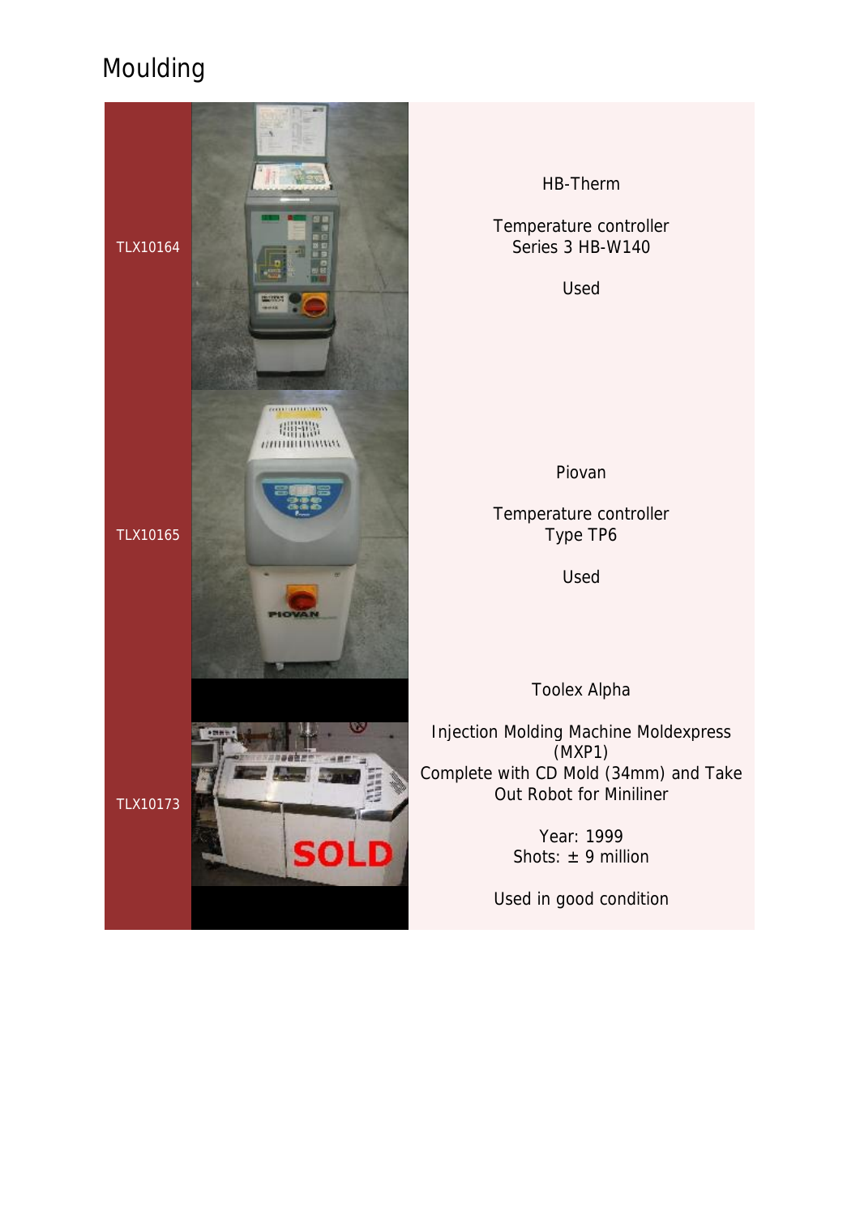# Moulding

| | |
|---|---|
| TLX10164 | HB-Therm<br><br>Temperature controller<br>Series 3 HB-W140<br><br>Used |
| TLX10165 | Piovan<br><br>Temperature controller<br>Type TP6<br><br>Used |
| TLX10173 | Toolex Alpha<br><br>Injection Molding Machine Moldexpress (MXP1)<br>Complete with CD Mold (34mm) and Take Out Robot for Miniliner<br><br>Year: 1999<br>Shots: ± 9 million<br><br>Used in good condition |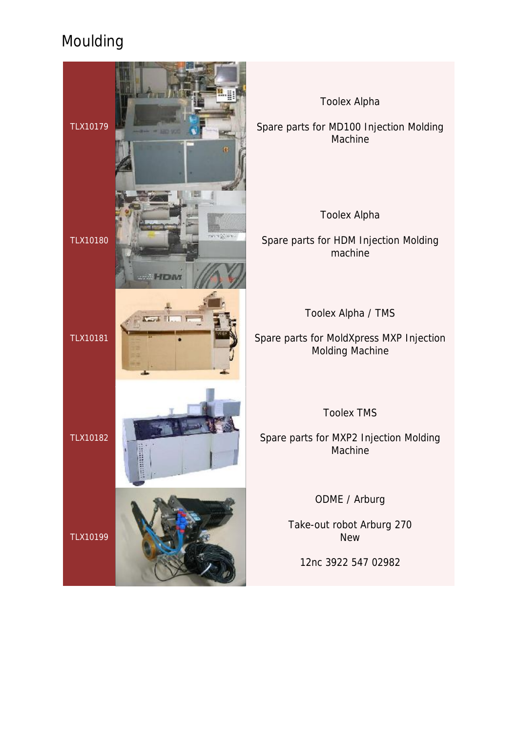# Moulding

| | |
|---|---|
| TLX10179 | Toolex Alpha<br><br>Spare parts for MD100 Injection Molding Machine |
| TLX10180 | Toolex Alpha<br><br>Spare parts for HDM Injection Molding machine |
| TLX10181 | Toolex Alpha / TMS<br><br>Spare parts for MoldXpress MXP Injection Molding Machine |
| TLX10182 | Toolex TMS<br><br>Spare parts for MXP2 Injection Molding Machine |
| TLX10199 | ODME / Arburg<br><br>Take-out robot Arburg 270<br>New<br><br>12nc 3922 547 02982 |